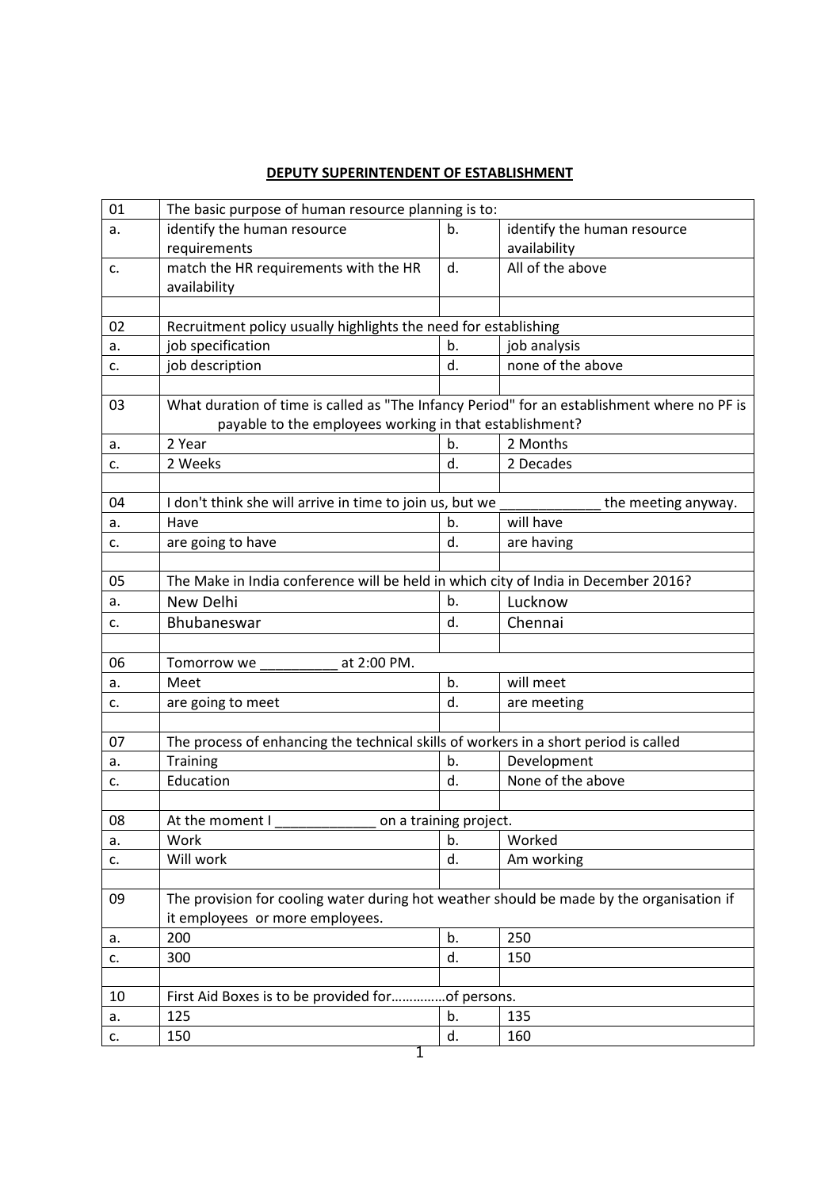## DEPUTY SUPERINTENDENT OF ESTABLISHMENT

| | | | |
|---|---|---|---|
| 01 | The basic purpose of human resource planning is to: | | |
| a. | identify the human resource requirements | b. | identify the human resource availability |
| c. | match the HR requirements with the HR availability | d. | All of the above |
| | | | |
| 02 | Recruitment policy usually highlights the need for establishing | | |
| a. | job specification | b. | job analysis |
| c. | job description | d. | none of the above |
| | | | |
| 03 | What duration of time is called as "The Infancy Period" for an establishment where no PF is payable to the employees working in that establishment? | | |
| a. | 2 Year | b. | 2 Months |
| c. | 2 Weeks | d. | 2 Decades |
| | | | |
| 04 | I don't think she will arrive in time to join us, but we _____________ the meeting anyway. | | |
| a. | Have | b. | will have |
| c. | are going to have | d. | are having |
| | | | |
| 05 | The Make in India conference will be held in which city of India in December 2016? | | |
| a. | New Delhi | b. | Lucknow |
| c. | Bhubaneswar | d. | Chennai |
| | | | |
| 06 | Tomorrow we __________ at 2:00 PM. | | |
| a. | Meet | b. | will meet |
| c. | are going to meet | d. | are meeting |
| | | | |
| 07 | The process of enhancing the technical skills of workers in a short period is called | | |
| a. | Training | b. | Development |
| c. | Education | d. | None of the above |
| | | | |
| 08 | At the moment I _____________ on a training project. | | |
| a. | Work | b. | Worked |
| c. | Will work | d. | Am working |
| | | | |
| 09 | The provision for cooling water during hot weather should be made by the organisation if it employees or more employees. | | |
| a. | 200 | b. | 250 |
| c. | 300 | d. | 150 |
| | | | |
| 10 | First Aid Boxes is to be provided for……………of persons. | | |
| a. | 125 | b. | 135 |
| c. | 150 | d. | 160 |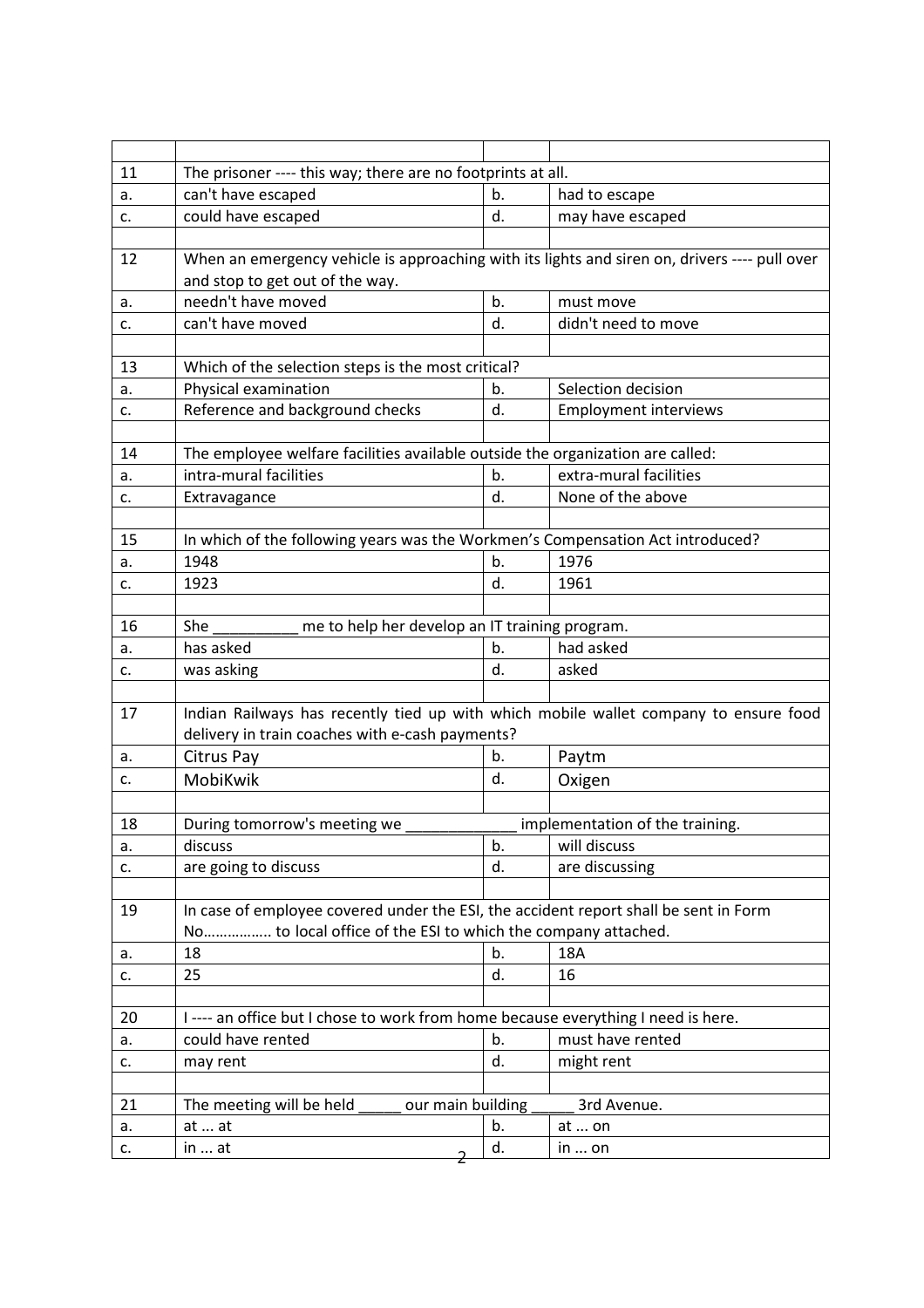| | | | |
|---|---|---|---|
| 11 | The prisoner ---- this way; there are no footprints at all. | | |
| a. | can't have escaped | b. | had to escape |
| c. | could have escaped | d. | may have escaped |
| | | | |
| 12 | When an emergency vehicle is approaching with its lights and siren on, drivers ---- pull over and stop to get out of the way. | | |
| a. | needn't have moved | b. | must move |
| c. | can't have moved | d. | didn't need to move |
| | | | |
| 13 | Which of the selection steps is the most critical? | | |
| a. | Physical examination | b. | Selection decision |
| c. | Reference and background checks | d. | Employment interviews |
| | | | |
| 14 | The employee welfare facilities available outside the organization are called: | | |
| a. | intra-mural facilities | b. | extra-mural facilities |
| c. | Extravagance | d. | None of the above |
| | | | |
| 15 | In which of the following years was the Workmen's Compensation Act introduced? | | |
| a. | 1948 | b. | 1976 |
| c. | 1923 | d. | 1961 |
| | | | |
| 16 | She __________ me to help her develop an IT training program. | | |
| a. | has asked | b. | had asked |
| c. | was asking | d. | asked |
| | | | |
| 17 | Indian Railways has recently tied up with which mobile wallet company to ensure food delivery in train coaches with e-cash payments? | | |
| a. | Citrus Pay | b. | Paytm |
| c. | MobiKwik | d. | Oxigen |
| | | | |
| 18 | During tomorrow's meeting we _____________ implementation of the training. | | |
| a. | discuss | b. | will discuss |
| c. | are going to discuss | d. | are discussing |
| | | | |
| 19 | In case of employee covered under the ESI, the accident report shall be sent in Form No…………….. to local office of the ESI to which the company attached. | | |
| a. | 18 | b. | 18A |
| c. | 25 | d. | 16 |
| | | | |
| 20 | I ---- an office but I chose to work from home because everything I need is here. | | |
| a. | could have rented | b. | must have rented |
| c. | may rent | d. | might rent |
| | | | |
| 21 | The meeting will be held _____ our main building _____ 3rd Avenue. | | |
| a. | at ... at | b. | at ... on |
| c. | in ... at | d. | in ... on |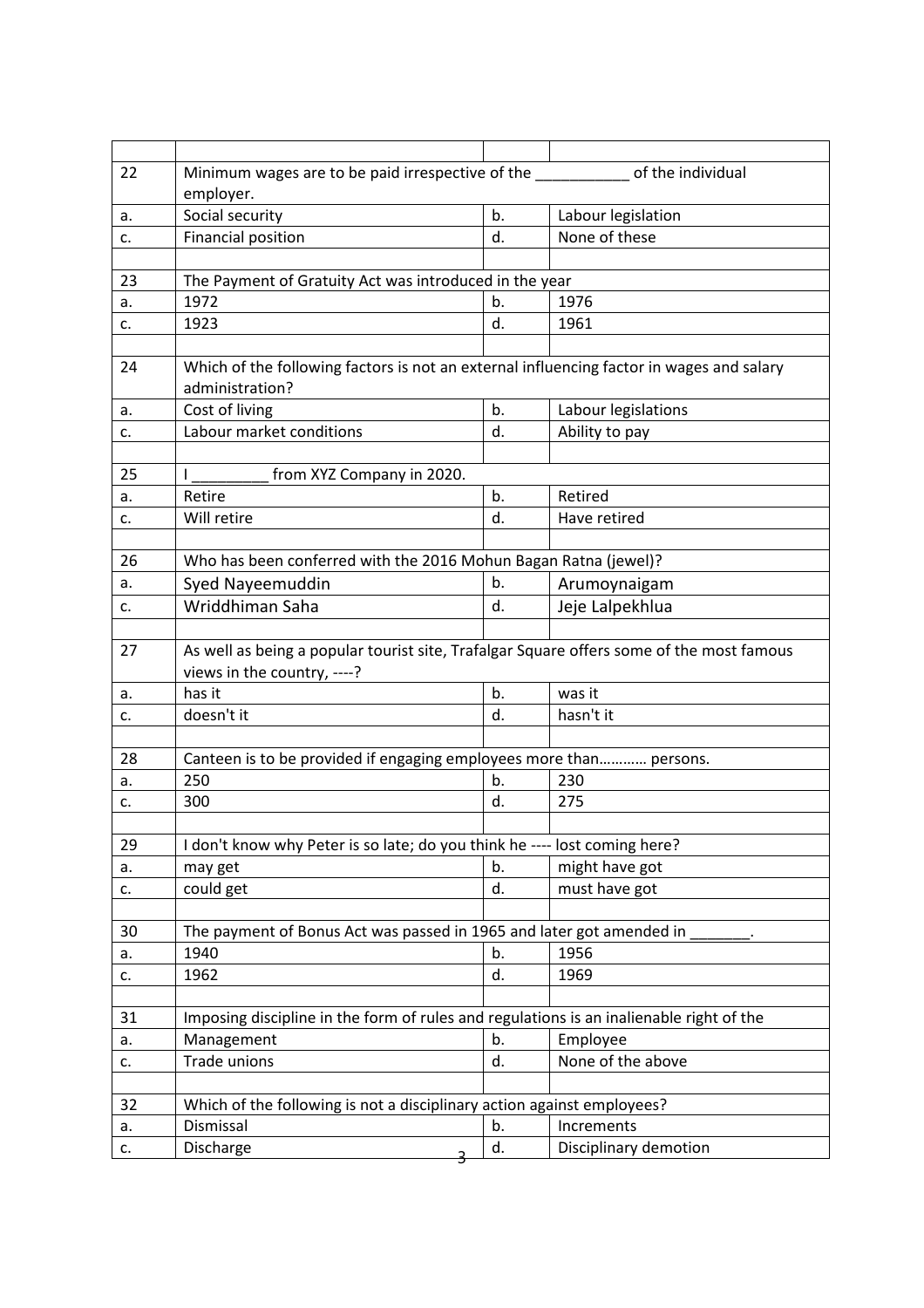| | | | |
|---|---|---|---|
| 22 | Minimum wages are to be paid irrespective of the ___________ of the individual employer. | | |
| a. | Social security | b. | Labour legislation |
| c. | Financial position | d. | None of these |
| | | | |
| 23 | The Payment of Gratuity Act was introduced in the year | | |
| a. | 1972 | b. | 1976 |
| c. | 1923 | d. | 1961 |
| | | | |
| 24 | Which of the following factors is not an external influencing factor in wages and salary administration? | | |
| a. | Cost of living | b. | Labour legislations |
| c. | Labour market conditions | d. | Ability to pay |
| | | | |
| 25 | I _________ from XYZ Company in 2020. | | |
| a. | Retire | b. | Retired |
| c. | Will retire | d. | Have retired |
| | | | |
| 26 | Who has been conferred with the 2016 Mohun Bagan Ratna (jewel)? | | |
| a. | Syed Nayeemuddin | b. | Arumoynaigam |
| c. | Wriddhiman Saha | d. | Jeje Lalpekhlua |
| | | | |
| 27 | As well as being a popular tourist site, Trafalgar Square offers some of the most famous views in the country, ----? | | |
| a. | has it | b. | was it |
| c. | doesn't it | d. | hasn't it |
| | | | |
| 28 | Canteen is to be provided if engaging employees more than………… persons. | | |
| a. | 250 | b. | 230 |
| c. | 300 | d. | 275 |
| | | | |
| 29 | I don't know why Peter is so late; do you think he ---- lost coming here? | | |
| a. | may get | b. | might have got |
| c. | could get | d. | must have got |
| | | | |
| 30 | The payment of Bonus Act was passed in 1965 and later got amended in _______. | | |
| a. | 1940 | b. | 1956 |
| c. | 1962 | d. | 1969 |
| | | | |
| 31 | Imposing discipline in the form of rules and regulations is an inalienable right of the | | |
| a. | Management | b. | Employee |
| c. | Trade unions | d. | None of the above |
| | | | |
| 32 | Which of the following is not a disciplinary action against employees? | | |
| a. | Dismissal | b. | Increments |
| c. | Discharge | d. | Disciplinary demotion |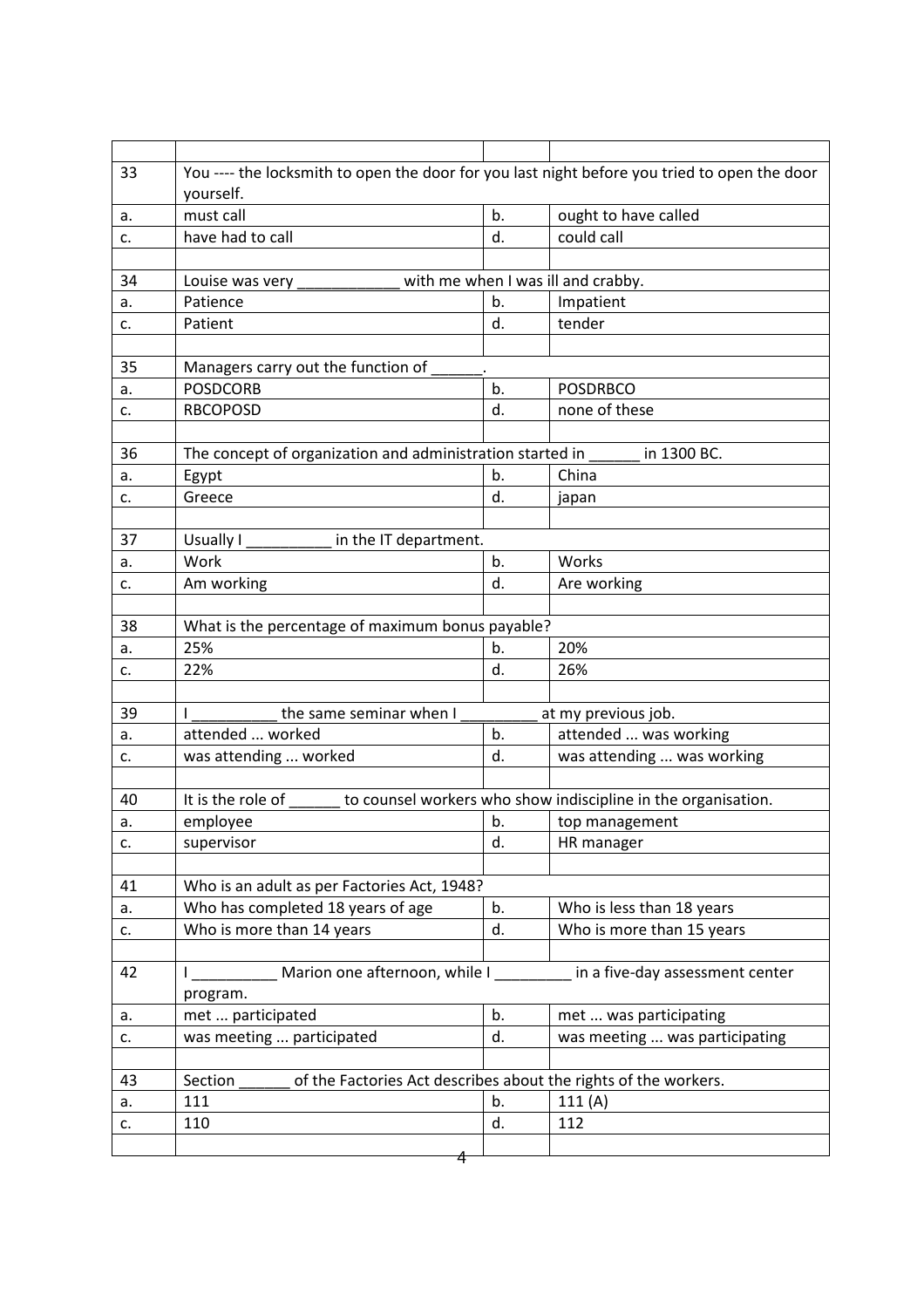| | | | |
|---|---|---|---|
| 33 | You ---- the locksmith to open the door for you last night before you tried to open the door yourself. | | |
| a. | must call | b. | ought to have called |
| c. | have had to call | d. | could call |
| | | | |
| 34 | Louise was very ____________ with me when I was ill and crabby. | | |
| a. | Patience | b. | Impatient |
| c. | Patient | d. | tender |
| | | | |
| 35 | Managers carry out the function of ______. | | |
| a. | POSDCORB | b. | POSDRBCO |
| c. | RBCOPOSD | d. | none of these |
| | | | |
| 36 | The concept of organization and administration started in ______ in 1300 BC. | | |
| a. | Egypt | b. | China |
| c. | Greece | d. | japan |
| | | | |
| 37 | Usually I __________ in the IT department. | | |
| a. | Work | b. | Works |
| c. | Am working | d. | Are working |
| | | | |
| 38 | What is the percentage of maximum bonus payable? | | |
| a. | 25% | b. | 20% |
| c. | 22% | d. | 26% |
| | | | |
| 39 | I __________ the same seminar when I _________ at my previous job. | | |
| a. | attended ... worked | b. | attended ... was working |
| c. | was attending ... worked | d. | was attending ... was working |
| | | | |
| 40 | It is the role of ______ to counsel workers who show indiscipline in the organisation. | | |
| a. | employee | b. | top management |
| c. | supervisor | d. | HR manager |
| | | | |
| 41 | Who is an adult as per Factories Act, 1948? | | |
| a. | Who has completed 18 years of age | b. | Who is less than 18 years |
| c. | Who is more than 14 years | d. | Who is more than 15 years |
| | | | |
| 42 | I __________ Marion one afternoon, while I _________ in a five-day assessment center program. | | |
| a. | met ... participated | b. | met ... was participating |
| c. | was meeting ... participated | d. | was meeting ... was participating |
| | | | |
| 43 | Section ______ of the Factories Act describes about the rights of the workers. | | |
| a. | 111 | b. | 111 (A) |
| c. | 110 | d. | 112 |
| | | | |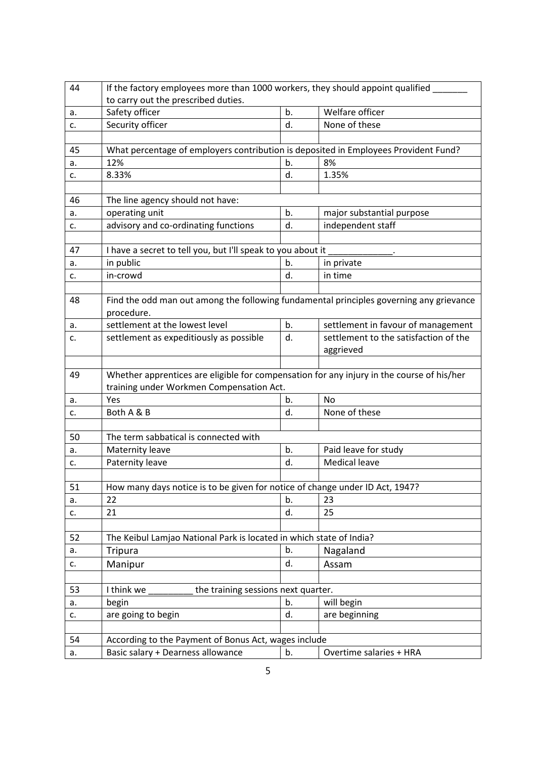| | | | |
|---|---|---|---|
| 44 | If the factory employees more than 1000 workers, they should appoint qualified _______ to carry out the prescribed duties. | | |
| a. | Safety officer | b. | Welfare officer |
| c. | Security officer | d. | None of these |
| | | | |
| 45 | What percentage of employers contribution is deposited in Employees Provident Fund? | | |
| a. | 12% | b. | 8% |
| c. | 8.33% | d. | 1.35% |
| | | | |
| 46 | The line agency should not have: | | |
| a. | operating unit | b. | major substantial purpose |
| c. | advisory and co-ordinating functions | d. | independent staff |
| | | | |
| 47 | I have a secret to tell you, but I'll speak to you about it _____________. | | |
| a. | in public | b. | in private |
| c. | in-crowd | d. | in time |
| | | | |
| 48 | Find the odd man out among the following fundamental principles governing any grievance procedure. | | |
| a. | settlement at the lowest level | b. | settlement in favour of management |
| c. | settlement as expeditiously as possible | d. | settlement to the satisfaction of the aggrieved |
| | | | |
| 49 | Whether apprentices are eligible for compensation for any injury in the course of his/her training under Workmen Compensation Act. | | |
| a. | Yes | b. | No |
| c. | Both A & B | d. | None of these |
| | | | |
| 50 | The term sabbatical is connected with | | |
| a. | Maternity leave | b. | Paid leave for study |
| c. | Paternity leave | d. | Medical leave |
| | | | |
| 51 | How many days notice is to be given for notice of change under ID Act, 1947? | | |
| a. | 22 | b. | 23 |
| c. | 21 | d. | 25 |
| | | | |
| 52 | The Keibul Lamjao National Park is located in which state of India? | | |
| a. | Tripura | b. | Nagaland |
| c. | Manipur | d. | Assam |
| | | | |
| 53 | I think we _________ the training sessions next quarter. | | |
| a. | begin | b. | will begin |
| c. | are going to begin | d. | are beginning |
| | | | |
| 54 | According to the Payment of Bonus Act, wages include | | |
| a. | Basic salary + Dearness allowance | b. | Overtime salaries + HRA |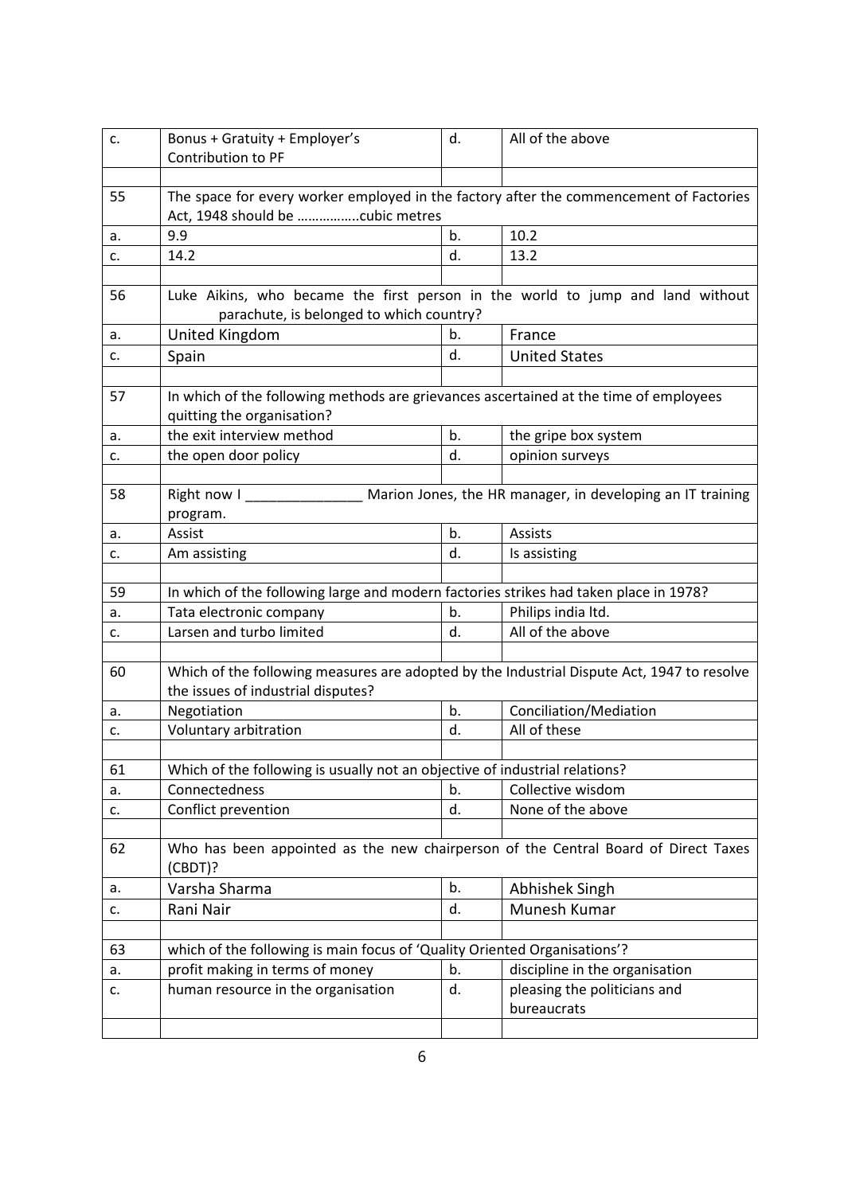| c. | Bonus + Gratuity + Employer's Contribution to PF | d. | All of the above |
|---|---|---|---|
| | | | |
| 55 | The space for every worker employed in the factory after the commencement of Factories Act, 1948 should be ……………..cubic metres | | |
| a. | 9.9 | b. | 10.2 |
| c. | 14.2 | d. | 13.2 |
| | | | |
| 56 | Luke Aikins, who became the first person in the world to jump and land without parachute, is belonged to which country? | | |
| a. | United Kingdom | b. | France |
| c. | Spain | d. | United States |
| | | | |
| 57 | In which of the following methods are grievances ascertained at the time of employees quitting the organisation? | | |
| a. | the exit interview method | b. | the gripe box system |
| c. | the open door policy | d. | opinion surveys |
| | | | |
| 58 | Right now I _______________ Marion Jones, the HR manager, in developing an IT training program. | | |
| a. | Assist | b. | Assists |
| c. | Am assisting | d. | Is assisting |
| | | | |
| 59 | In which of the following large and modern factories strikes had taken place in 1978? | | |
| a. | Tata electronic company | b. | Philips india ltd. |
| c. | Larsen and turbo limited | d. | All of the above |
| | | | |
| 60 | Which of the following measures are adopted by the Industrial Dispute Act, 1947 to resolve the issues of industrial disputes? | | |
| a. | Negotiation | b. | Conciliation/Mediation |
| c. | Voluntary arbitration | d. | All of these |
| | | | |
| 61 | Which of the following is usually not an objective of industrial relations? | | |
| a. | Connectedness | b. | Collective wisdom |
| c. | Conflict prevention | d. | None of the above |
| | | | |
| 62 | Who has been appointed as the new chairperson of the Central Board of Direct Taxes (CBDT)? | | |
| a. | Varsha Sharma | b. | Abhishek Singh |
| c. | Rani Nair | d. | Munesh Kumar |
| | | | |
| 63 | which of the following is main focus of 'Quality Oriented Organisations'? | | |
| a. | profit making in terms of money | b. | discipline in the organisation |
| c. | human resource in the organisation | d. | pleasing the politicians and bureaucrats |
| | | | |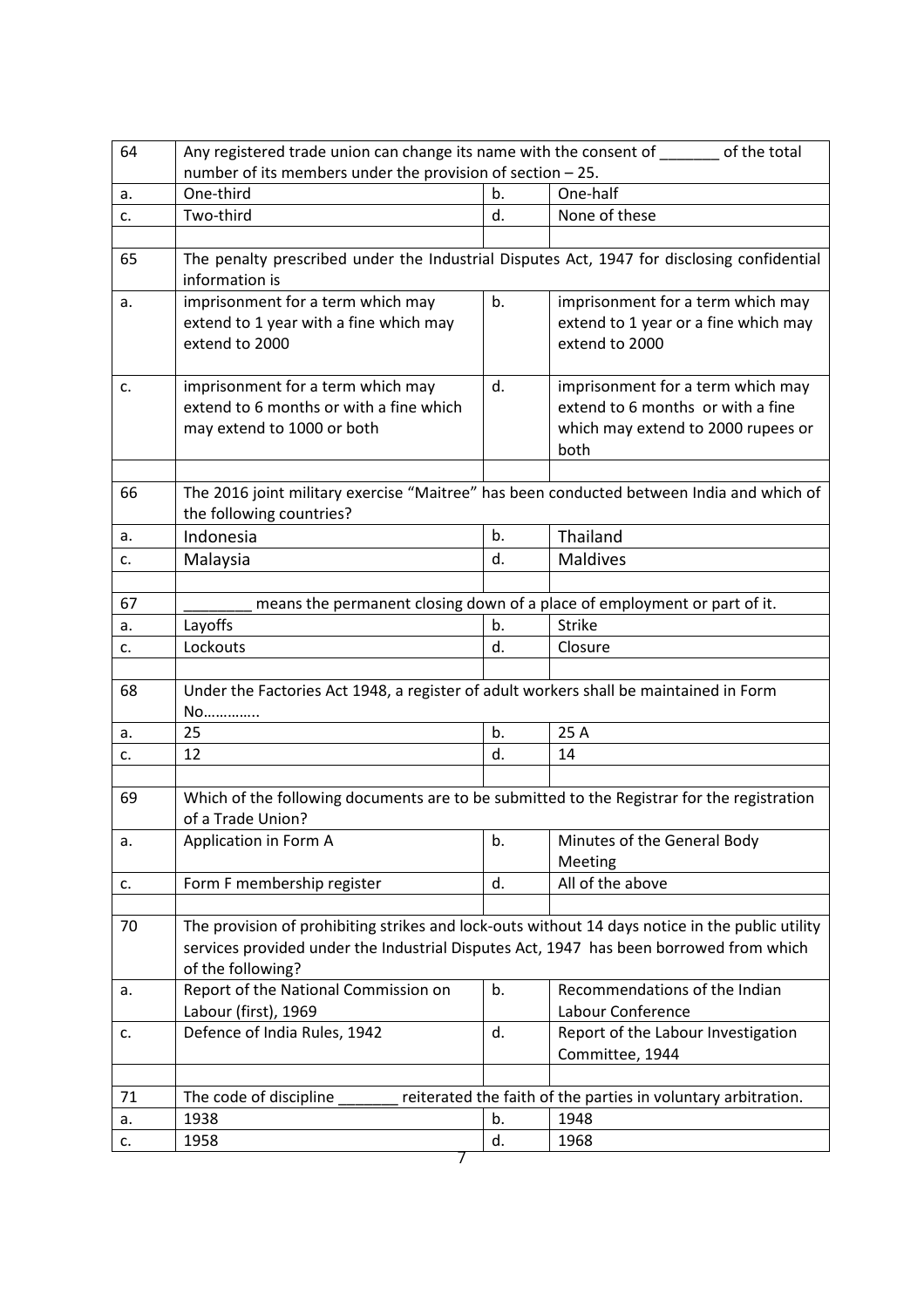| | | | |
|---|---|---|---|
| 64 | Any registered trade union can change its name with the consent of _______ of the total number of its members under the provision of section – 25. | | |
| a. | One-third | b. | One-half |
| c. | Two-third | d. | None of these |
| | | | |
| 65 | The penalty prescribed under the Industrial Disputes Act, 1947 for disclosing confidential information is | | |
| a. | imprisonment for a term which may extend to 1 year with a fine which may extend to 2000 | b. | imprisonment for a term which may extend to 1 year or a fine which may extend to 2000 |
| c. | imprisonment for a term which may extend to 6 months or with a fine which may extend to 1000 or both | d. | imprisonment for a term which may extend to 6 months or with a fine which may extend to 2000 rupees or both |
| | | | |
| 66 | The 2016 joint military exercise "Maitree" has been conducted between India and which of the following countries? | | |
| a. | Indonesia | b. | Thailand |
| c. | Malaysia | d. | Maldives |
| | | | |
| 67 | ________ means the permanent closing down of a place of employment or part of it. | | |
| a. | Layoffs | b. | Strike |
| c. | Lockouts | d. | Closure |
| | | | |
| 68 | Under the Factories Act 1948, a register of adult workers shall be maintained in Form No………….. | | |
| a. | 25 | b. | 25 A |
| c. | 12 | d. | 14 |
| | | | |
| 69 | Which of the following documents are to be submitted to the Registrar for the registration of a Trade Union? | | |
| a. | Application in Form A | b. | Minutes of the General Body Meeting |
| c. | Form F membership register | d. | All of the above |
| | | | |
| 70 | The provision of prohibiting strikes and lock-outs without 14 days notice in the public utility services provided under the Industrial Disputes Act, 1947 has been borrowed from which of the following? | | |
| a. | Report of the National Commission on Labour (first), 1969 | b. | Recommendations of the Indian Labour Conference |
| c. | Defence of India Rules, 1942 | d. | Report of the Labour Investigation Committee, 1944 |
| | | | |
| 71 | The code of discipline _______ reiterated the faith of the parties in voluntary arbitration. | | |
| a. | 1938 | b. | 1948 |
| c. | 1958 | d. | 1968 |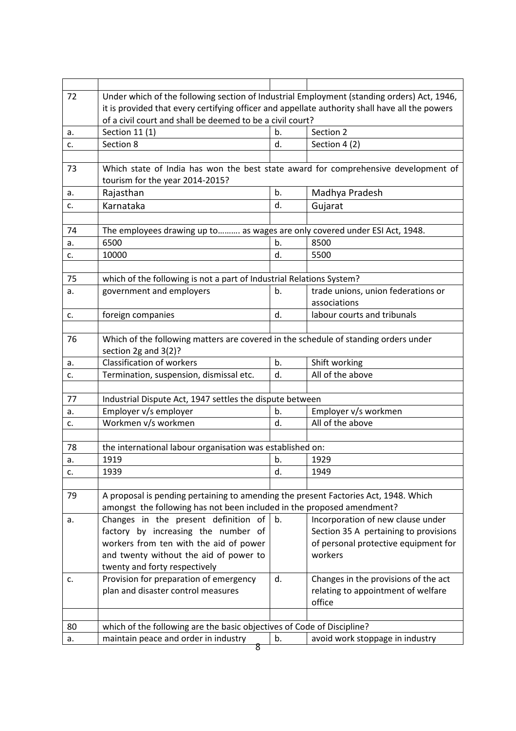| | | | |
|---|---|---|---|
| 72 | Under which of the following section of Industrial Employment (standing orders) Act, 1946, it is provided that every certifying officer and appellate authority shall have all the powers of a civil court and shall be deemed to be a civil court? | | |
| a. | Section 11 (1) | b. | Section 2 |
| c. | Section 8 | d. | Section 4 (2) |
| | | | |
| 73 | Which state of India has won the best state award for comprehensive development of tourism for the year 2014-2015? | | |
| a. | Rajasthan | b. | Madhya Pradesh |
| c. | Karnataka | d. | Gujarat |
| | | | |
| 74 | The employees drawing up to………. as wages are only covered under ESI Act, 1948. | | |
| a. | 6500 | b. | 8500 |
| c. | 10000 | d. | 5500 |
| | | | |
| 75 | which of the following is not a part of Industrial Relations System? | | |
| a. | government and employers | b. | trade unions, union federations or associations |
| c. | foreign companies | d. | labour courts and tribunals |
| | | | |
| 76 | Which of the following matters are covered in the schedule of standing orders under section 2g and 3(2)? | | |
| a. | Classification of workers | b. | Shift working |
| c. | Termination, suspension, dismissal etc. | d. | All of the above |
| | | | |
| 77 | Industrial Dispute Act, 1947 settles the dispute between | | |
| a. | Employer v/s employer | b. | Employer v/s workmen |
| c. | Workmen v/s workmen | d. | All of the above |
| | | | |
| 78 | the international labour organisation was established on: | | |
| a. | 1919 | b. | 1929 |
| c. | 1939 | d. | 1949 |
| | | | |
| 79 | A proposal is pending pertaining to amending the present Factories Act, 1948. Which amongst the following has not been included in the proposed amendment? | | |
| a. | Changes in the present definition of factory by increasing the number of workers from ten with the aid of power and twenty without the aid of power to twenty and forty respectively | b. | Incorporation of new clause under Section 35 A pertaining to provisions of personal protective equipment for workers |
| c. | Provision for preparation of emergency plan and disaster control measures | d. | Changes in the provisions of the act relating to appointment of welfare office |
| | | | |
| 80 | which of the following are the basic objectives of Code of Discipline? | | |
| a. | maintain peace and order in industry | b. | avoid work stoppage in industry |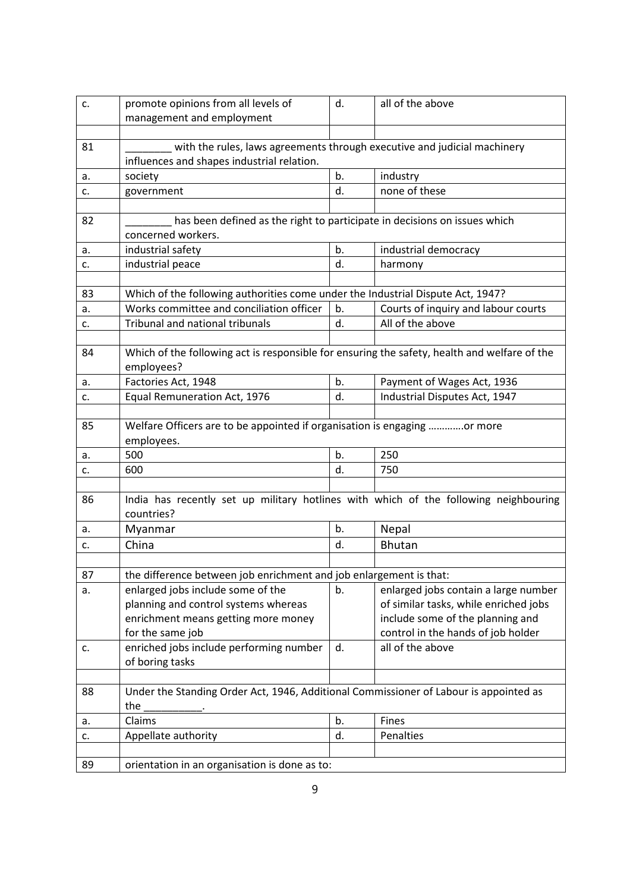| c. | promote opinions from all levels of management and employment | d. | all of the above |
|---|---|---|---|
| | | | |
| 81 | ________ with the rules, laws agreements through executive and judicial machinery influences and shapes industrial relation. | | |
| a. | society | b. | industry |
| c. | government | d. | none of these |
| | | | |
| 82 | ________ has been defined as the right to participate in decisions on issues which concerned workers. | | |
| a. | industrial safety | b. | industrial democracy |
| c. | industrial peace | d. | harmony |
| | | | |
| 83 | Which of the following authorities come under the Industrial Dispute Act, 1947? | | |
| a. | Works committee and conciliation officer | b. | Courts of inquiry and labour courts |
| c. | Tribunal and national tribunals | d. | All of the above |
| | | | |
| 84 | Which of the following act is responsible for ensuring the safety, health and welfare of the employees? | | |
| a. | Factories Act, 1948 | b. | Payment of Wages Act, 1936 |
| c. | Equal Remuneration Act, 1976 | d. | Industrial Disputes Act, 1947 |
| | | | |
| 85 | Welfare Officers are to be appointed if organisation is engaging …………or more employees. | | |
| a. | 500 | b. | 250 |
| c. | 600 | d. | 750 |
| | | | |
| 86 | India has recently set up military hotlines with which of the following neighbouring countries? | | |
| a. | Myanmar | b. | Nepal |
| c. | China | d. | Bhutan |
| | | | |
| 87 | the difference between job enrichment and job enlargement is that: | | |
| a. | enlarged jobs include some of the planning and control systems whereas enrichment means getting more money for the same job | b. | enlarged jobs contain a large number of similar tasks, while enriched jobs include some of the planning and control in the hands of job holder |
| c. | enriched jobs include performing number of boring tasks | d. | all of the above |
| | | | |
| 88 | Under the Standing Order Act, 1946, Additional Commissioner of Labour is appointed as the __________. | | |
| a. | Claims | b. | Fines |
| c. | Appellate authority | d. | Penalties |
| | | | |
| 89 | orientation in an organisation is done as to: | | |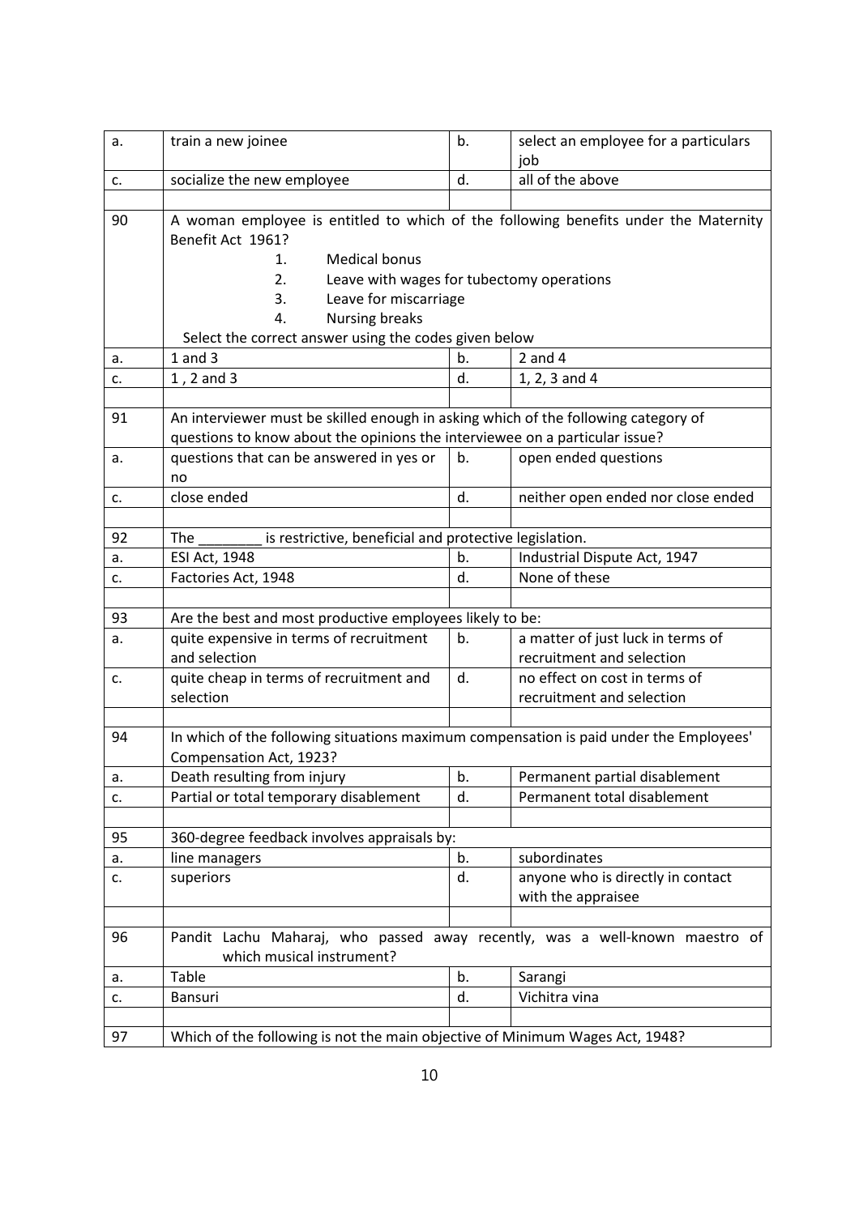| a. | train a new joinee | b. | select an employee for a particulars job |
|---|---|---|---|
| c. | socialize the new employee | d. | all of the above |
| | | | |
| 90 | A woman employee is entitled to which of the following benefits under the Maternity Benefit Act 1961?<br>1. Medical bonus<br>2. Leave with wages for tubectomy operations<br>3. Leave for miscarriage<br>4. Nursing breaks<br>Select the correct answer using the codes given below | | |
| a. | 1 and 3 | b. | 2 and 4 |
| c. | 1 , 2 and 3 | d. | 1, 2, 3 and 4 |
| | | | |
| 91 | An interviewer must be skilled enough in asking which of the following category of questions to know about the opinions the interviewee on a particular issue? | | |
| a. | questions that can be answered in yes or no | b. | open ended questions |
| c. | close ended | d. | neither open ended nor close ended |
| | | | |
| 92 | The ________ is restrictive, beneficial and protective legislation. | | |
| a. | ESI Act, 1948 | b. | Industrial Dispute Act, 1947 |
| c. | Factories Act, 1948 | d. | None of these |
| | | | |
| 93 | Are the best and most productive employees likely to be: | | |
| a. | quite expensive in terms of recruitment and selection | b. | a matter of just luck in terms of recruitment and selection |
| c. | quite cheap in terms of recruitment and selection | d. | no effect on cost in terms of recruitment and selection |
| | | | |
| 94 | In which of the following situations maximum compensation is paid under the Employees' Compensation Act, 1923? | | |
| a. | Death resulting from injury | b. | Permanent partial disablement |
| c. | Partial or total temporary disablement | d. | Permanent total disablement |
| | | | |
| 95 | 360-degree feedback involves appraisals by: | | |
| a. | line managers | b. | subordinates |
| c. | superiors | d. | anyone who is directly in contact with the appraisee |
| | | | |
| 96 | Pandit Lachu Maharaj, who passed away recently, was a well-known maestro of which musical instrument? | | |
| a. | Table | b. | Sarangi |
| c. | Bansuri | d. | Vichitra vina |
| | | | |
| 97 | Which of the following is not the main objective of Minimum Wages Act, 1948? | | |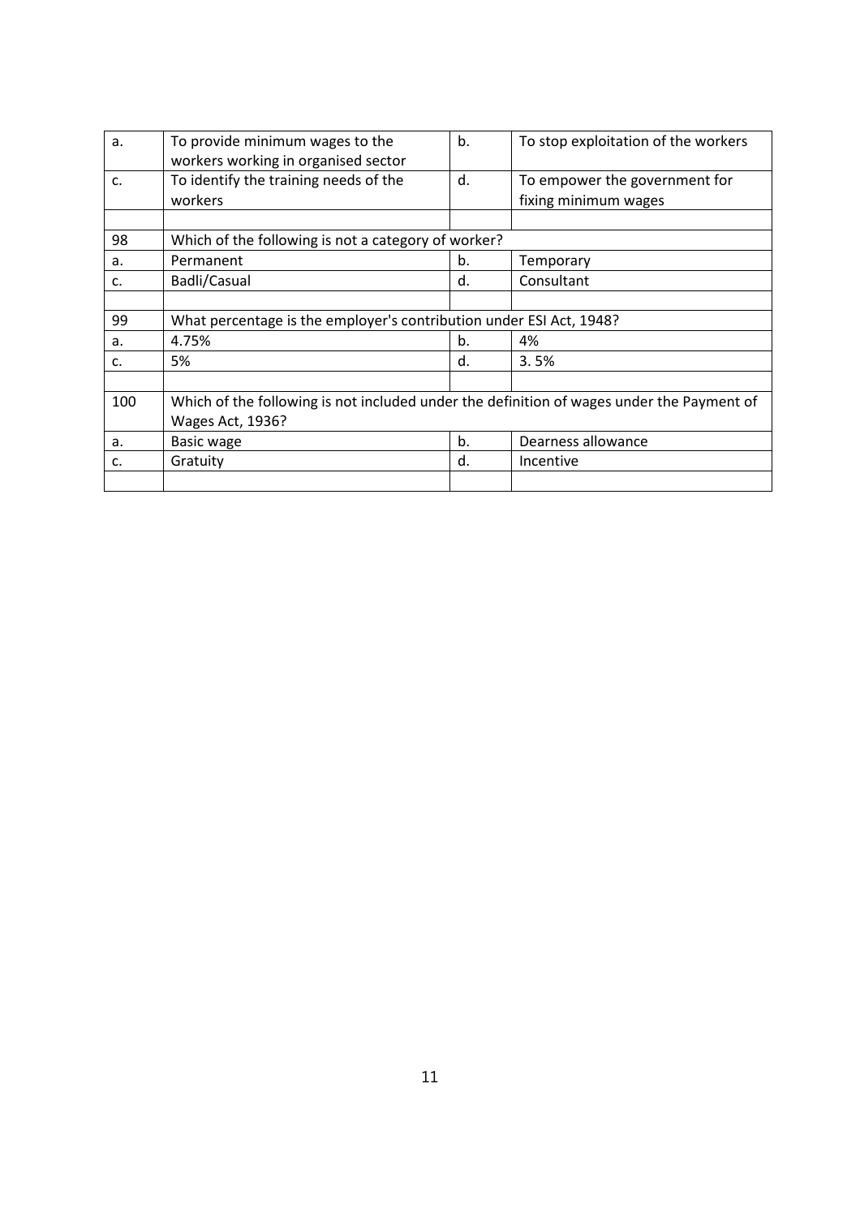| | | | |
|---|---|---|---|
| a. | To provide minimum wages to the workers working in organised sector | b. | To stop exploitation of the workers |
| c. | To identify the training needs of the workers | d. | To empower the government for fixing minimum wages |
| | | | |
| 98 | Which of the following is not a category of worker? | | |
| a. | Permanent | b. | Temporary |
| c. | Badli/Casual | d. | Consultant |
| | | | |
| 99 | What percentage is the employer's contribution under ESI Act, 1948? | | |
| a. | 4.75% | b. | 4% |
| c. | 5% | d. | 3. 5% |
| | | | |
| 100 | Which of the following is not included under the definition of wages under the Payment of Wages Act, 1936? | | |
| a. | Basic wage | b. | Dearness allowance |
| c. | Gratuity | d. | Incentive |
| | | | |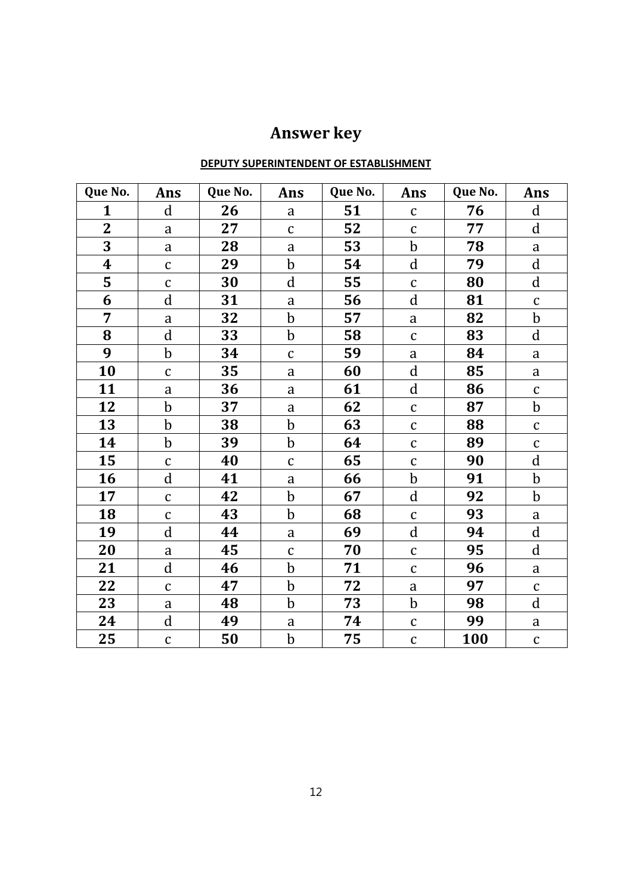# Answer key

**DEPUTY SUPERINTENDENT OF ESTABLISHMENT**

| Que No. | Ans | Que No. | Ans | Que No. | Ans | Que No. | Ans |
|---|---|---|---|---|---|---|---|
| **1** | d | **26** | a | **51** | c | **76** | d |
| **2** | a | **27** | c | **52** | c | **77** | d |
| **3** | a | **28** | a | **53** | b | **78** | a |
| **4** | c | **29** | b | **54** | d | **79** | d |
| **5** | c | **30** | d | **55** | c | **80** | d |
| **6** | d | **31** | a | **56** | d | **81** | c |
| **7** | a | **32** | b | **57** | a | **82** | b |
| **8** | d | **33** | b | **58** | c | **83** | d |
| **9** | b | **34** | c | **59** | a | **84** | a |
| **10** | c | **35** | a | **60** | d | **85** | a |
| **11** | a | **36** | a | **61** | d | **86** | c |
| **12** | b | **37** | a | **62** | c | **87** | b |
| **13** | b | **38** | b | **63** | c | **88** | c |
| **14** | b | **39** | b | **64** | c | **89** | c |
| **15** | c | **40** | c | **65** | c | **90** | d |
| **16** | d | **41** | a | **66** | b | **91** | b |
| **17** | c | **42** | b | **67** | d | **92** | b |
| **18** | c | **43** | b | **68** | c | **93** | a |
| **19** | d | **44** | a | **69** | d | **94** | d |
| **20** | a | **45** | c | **70** | c | **95** | d |
| **21** | d | **46** | b | **71** | c | **96** | a |
| **22** | c | **47** | b | **72** | a | **97** | c |
| **23** | a | **48** | b | **73** | b | **98** | d |
| **24** | d | **49** | a | **74** | c | **99** | a |
| **25** | c | **50** | b | **75** | c | **100** | c |